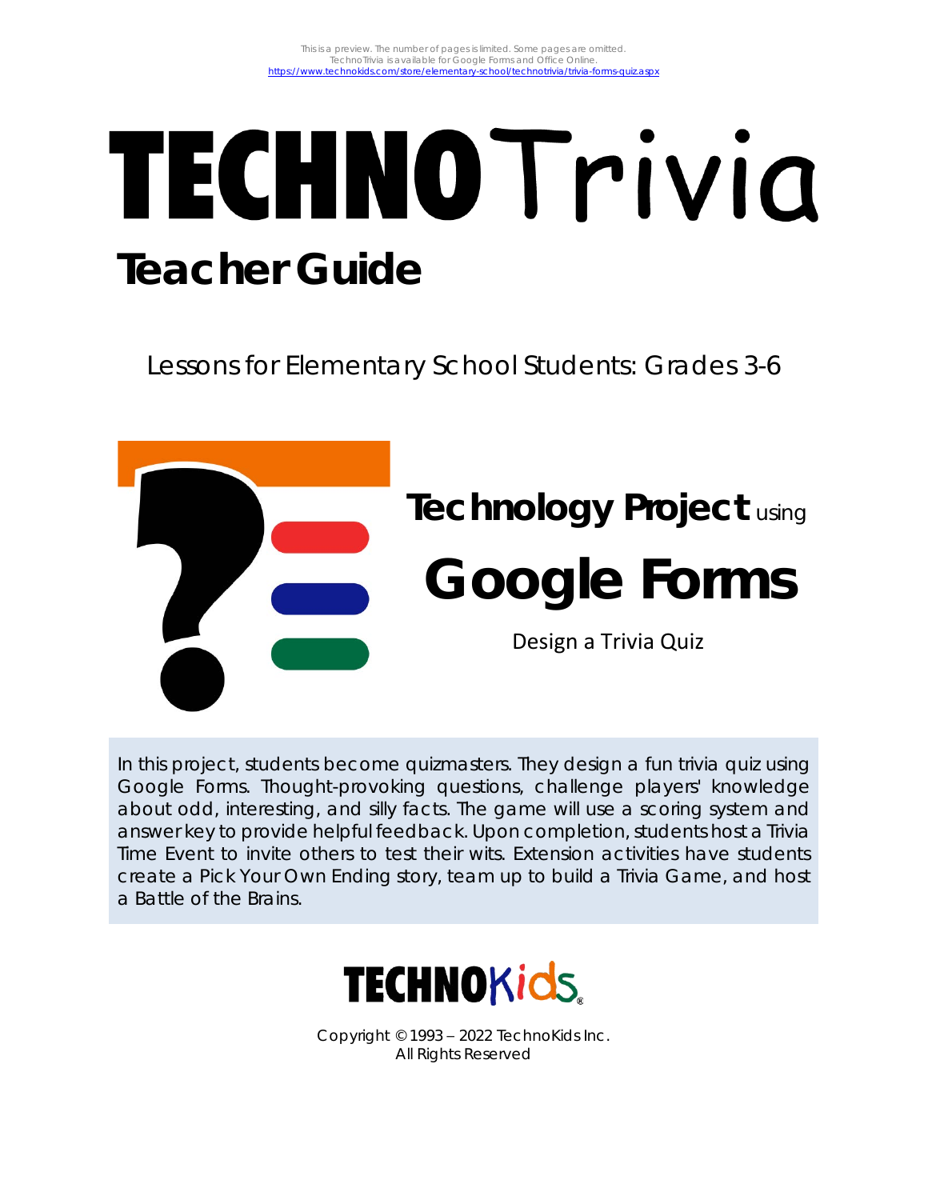This is a preview. The number of pages is limited. Some pages are omitted.
TechnoTrivia is available for Google Forms and Office Online.
https://www.technokids.com/store/elementary-school/technotrivia/trivia-forms-quiz.aspx

# TECHNOTrivia

## Teacher Guide

Lessons for Elementary School Students: Grades 3-6

**Technology Project** using

# Google Forms

Design a Trivia Quiz

In this project, students become quizmasters. They design a fun trivia quiz using Google Forms. Thought-provoking questions, challenge players' knowledge about odd, interesting, and silly facts. The game will use a scoring system and answer key to provide helpful feedback. Upon completion, students host a Trivia Time Event to invite others to test their wits. Extension activities have students create a Pick Your Own Ending story, team up to build a Trivia Game, and host a Battle of the Brains.

TECHNOKids

Copyright © 1993 – 2022 TechnoKids Inc.
All Rights Reserved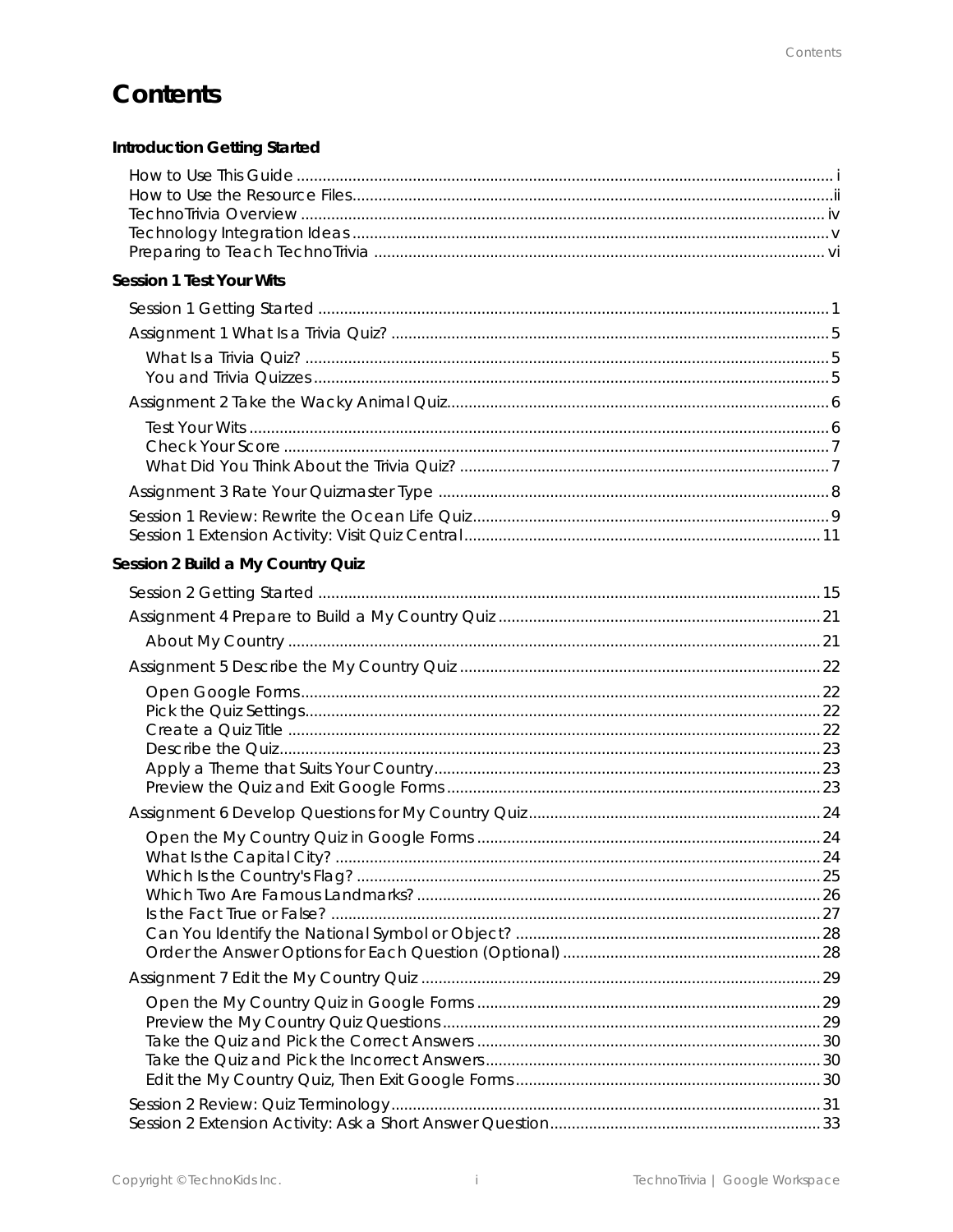# Contents

**Introduction Getting Started**

How to Use This Guide ........ i
How to Use the Resource Files........ ii
TechnoTrivia Overview ........ iv
Technology Integration Ideas ........ v
Preparing to Teach TechnoTrivia ........ vi

**Session 1 Test Your Wits**

Session 1 Getting Started ........ 1

Assignment 1 What Is a Trivia Quiz? ........ 5

- What Is a Trivia Quiz? ........ 5
- You and Trivia Quizzes ........ 5

Assignment 2 Take the Wacky Animal Quiz ........ 6

- Test Your Wits ........ 6
- Check Your Score ........ 7
- What Did You Think About the Trivia Quiz? ........ 7

Assignment 3 Rate Your Quizmaster Type ........ 8

Session 1 Review: Rewrite the Ocean Life Quiz ........ 9
Session 1 Extension Activity: Visit Quiz Central ........ 11

**Session 2 Build a My Country Quiz**

Session 2 Getting Started ........ 15

Assignment 4 Prepare to Build a My Country Quiz ........ 21

- About My Country ........ 21

Assignment 5 Describe the My Country Quiz ........ 22

- Open Google Forms ........ 22
- Pick the Quiz Settings ........ 22
- Create a Quiz Title ........ 22
- Describe the Quiz ........ 23
- Apply a Theme that Suits Your Country ........ 23
- Preview the Quiz and Exit Google Forms ........ 23

Assignment 6 Develop Questions for My Country Quiz ........ 24

- Open the My Country Quiz in Google Forms ........ 24
- What Is the Capital City? ........ 24
- Which Is the Country's Flag? ........ 25
- Which Two Are Famous Landmarks? ........ 26
- Is the Fact True or False? ........ 27
- Can You Identify the National Symbol or Object? ........ 28
- Order the Answer Options for Each Question (Optional) ........ 28

Assignment 7 Edit the My Country Quiz ........ 29

- Open the My Country Quiz in Google Forms ........ 29
- Preview the My Country Quiz Questions ........ 29
- Take the Quiz and Pick the Correct Answers ........ 30
- Take the Quiz and Pick the Incorrect Answers ........ 30
- Edit the My Country Quiz, Then Exit Google Forms ........ 30

Session 2 Review: Quiz Terminology ........ 31
Session 2 Extension Activity: Ask a Short Answer Question ........ 33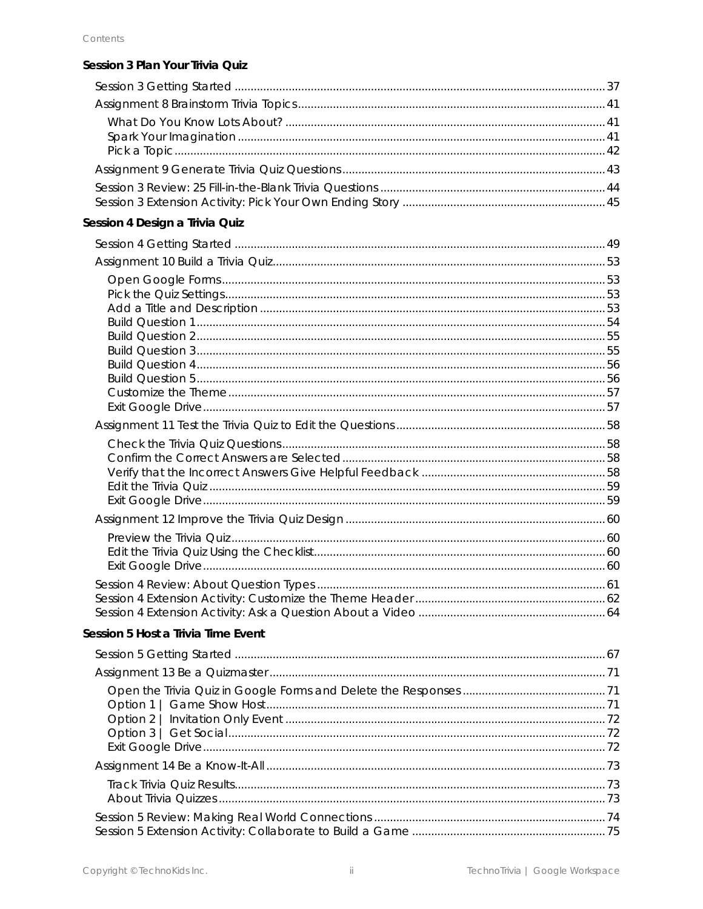Contents

**Session 3 Plan Your Trivia Quiz**

- Session 3 Getting Started ..... 37
- Assignment 8 Brainstorm Trivia Topics ..... 41
  - What Do You Know Lots About? ..... 41
  - Spark Your Imagination ..... 41
  - Pick a Topic ..... 42
- Assignment 9 Generate Trivia Quiz Questions ..... 43
- Session 3 Review: 25 Fill-in-the-Blank Trivia Questions ..... 44
- Session 3 Extension Activity: Pick Your Own Ending Story ..... 45

**Session 4 Design a Trivia Quiz**

- Session 4 Getting Started ..... 49
- Assignment 10 Build a Trivia Quiz ..... 53
  - Open Google Forms ..... 53
  - Pick the Quiz Settings ..... 53
  - Add a Title and Description ..... 53
  - Build Question 1 ..... 54
  - Build Question 2 ..... 55
  - Build Question 3 ..... 55
  - Build Question 4 ..... 56
  - Build Question 5 ..... 56
  - Customize the Theme ..... 57
  - Exit Google Drive ..... 57
- Assignment 11 Test the Trivia Quiz to Edit the Questions ..... 58
  - Check the Trivia Quiz Questions ..... 58
  - Confirm the Correct Answers are Selected ..... 58
  - Verify that the Incorrect Answers Give Helpful Feedback ..... 58
  - Edit the Trivia Quiz ..... 59
  - Exit Google Drive ..... 59
- Assignment 12 Improve the Trivia Quiz Design ..... 60
  - Preview the Trivia Quiz ..... 60
  - Edit the Trivia Quiz Using the Checklist ..... 60
  - Exit Google Drive ..... 60
- Session 4 Review: About Question Types ..... 61
- Session 4 Extension Activity: Customize the Theme Header ..... 62
- Session 4 Extension Activity: Ask a Question About a Video ..... 64

**Session 5 Host a Trivia Time Event**

- Session 5 Getting Started ..... 67
- Assignment 13 Be a Quizmaster ..... 71
  - Open the Trivia Quiz in Google Forms and Delete the Responses ..... 71
  - Option 1 | Game Show Host ..... 71
  - Option 2 | Invitation Only Event ..... 72
  - Option 3 | Get Social ..... 72
  - Exit Google Drive ..... 72
- Assignment 14 Be a Know-It-All ..... 73
  - Track Trivia Quiz Results ..... 73
  - About Trivia Quizzes ..... 73
- Session 5 Review: Making Real World Connections ..... 74
- Session 5 Extension Activity: Collaborate to Build a Game ..... 75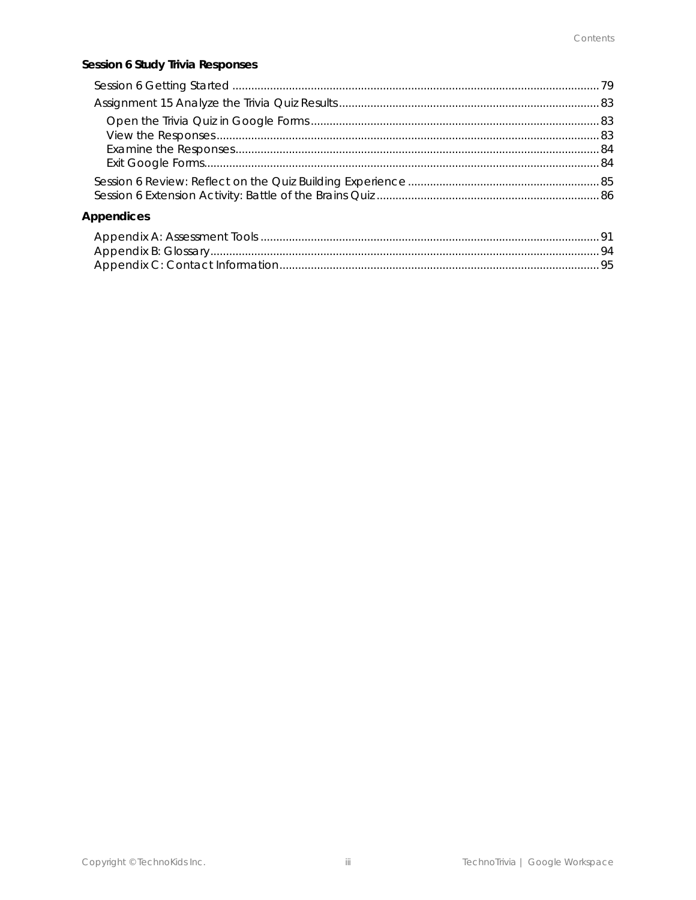### Session 6 Study Trivia Responses

Session 6 Getting Started ........................................................................ 79

Assignment 15 Analyze the Trivia Quiz Results ........................................................................ 83

- Open the Trivia Quiz in Google Forms ........................................................................ 83
- View the Responses ........................................................................ 83
- Examine the Responses ........................................................................ 84
- Exit Google Forms ........................................................................ 84

Session 6 Review: Reflect on the Quiz Building Experience ........................................................................ 85

Session 6 Extension Activity: Battle of the Brains Quiz ........................................................................ 86

### Appendices

Appendix A: Assessment Tools ........................................................................ 91

Appendix B: Glossary ........................................................................ 94

Appendix C: Contact Information ........................................................................ 95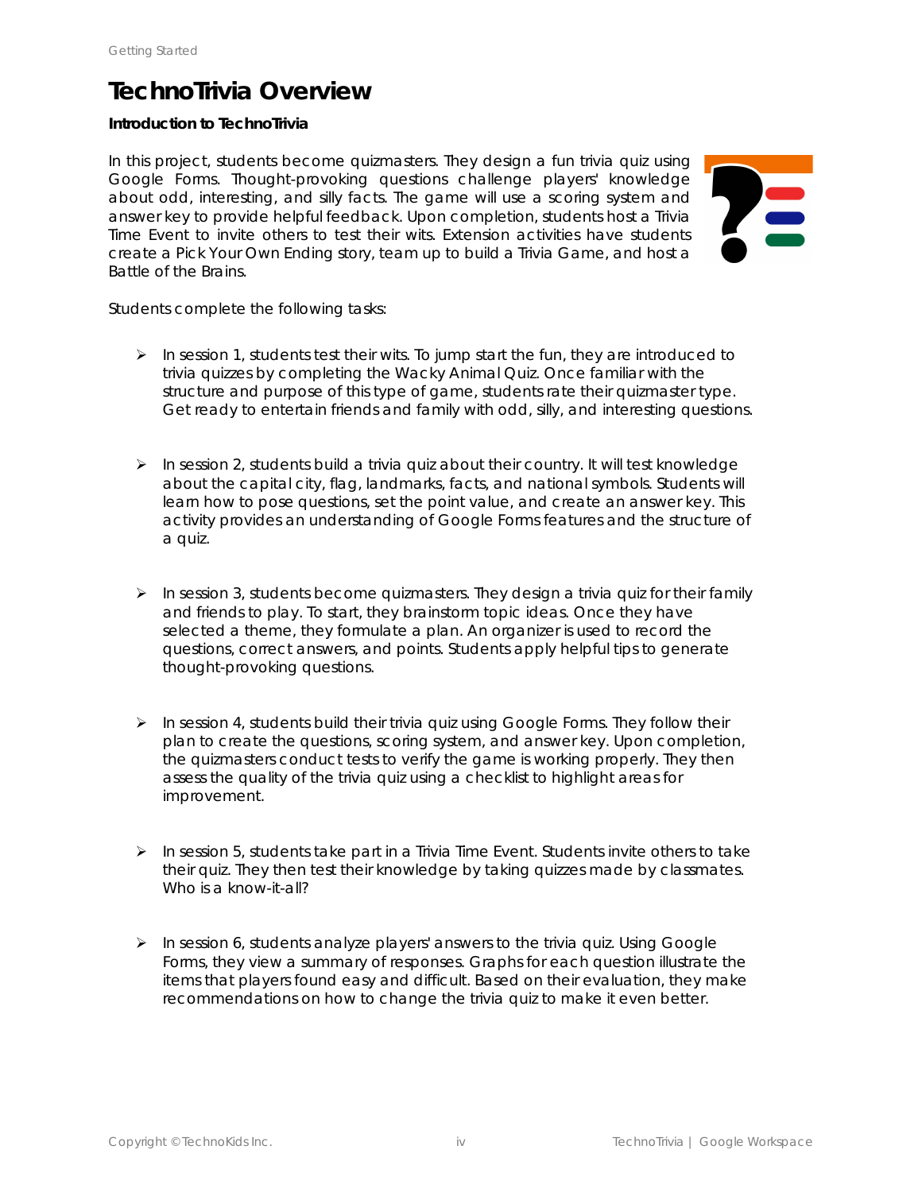# TechnoTrivia Overview

**Introduction to TechnoTrivia**

In this project, students become quizmasters. They design a fun trivia quiz using Google Forms. Thought-provoking questions challenge players' knowledge about odd, interesting, and silly facts. The game will use a scoring system and answer key to provide helpful feedback. Upon completion, students host a Trivia Time Event to invite others to test their wits. Extension activities have students create a Pick Your Own Ending story, team up to build a Trivia Game, and host a Battle of the Brains.

Students complete the following tasks:

- In session 1, students test their wits. To jump start the fun, they are introduced to trivia quizzes by completing the Wacky Animal Quiz. Once familiar with the structure and purpose of this type of game, students rate their quizmaster type. Get ready to entertain friends and family with odd, silly, and interesting questions.

- In session 2, students build a trivia quiz about their country. It will test knowledge about the capital city, flag, landmarks, facts, and national symbols. Students will learn how to pose questions, set the point value, and create an answer key. This activity provides an understanding of Google Forms features and the structure of a quiz.

- In session 3, students become quizmasters. They design a trivia quiz for their family and friends to play. To start, they brainstorm topic ideas. Once they have selected a theme, they formulate a plan. An organizer is used to record the questions, correct answers, and points. Students apply helpful tips to generate thought-provoking questions.

- In session 4, students build their trivia quiz using Google Forms. They follow their plan to create the questions, scoring system, and answer key. Upon completion, the quizmasters conduct tests to verify the game is working properly. They then assess the quality of the trivia quiz using a checklist to highlight areas for improvement.

- In session 5, students take part in a Trivia Time Event. Students invite others to take their quiz. They then test their knowledge by taking quizzes made by classmates. Who is a know-it-all?

- In session 6, students analyze players' answers to the trivia quiz. Using Google Forms, they view a summary of responses. Graphs for each question illustrate the items that players found easy and difficult. Based on their evaluation, they make recommendations on how to change the trivia quiz to make it even better.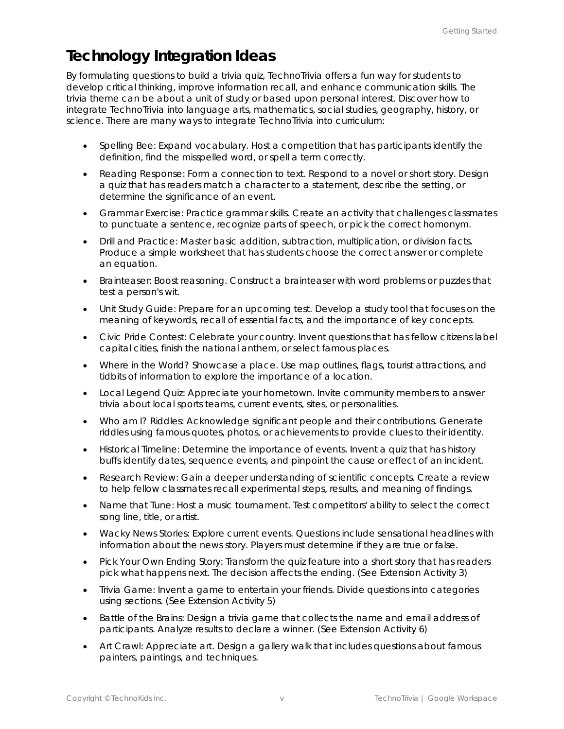# Technology Integration Ideas

By formulating questions to build a trivia quiz, TechnoTrivia offers a fun way for students to develop critical thinking, improve information recall, and enhance communication skills. The trivia theme can be about a unit of study or based upon personal interest. Discover how to integrate TechnoTrivia into language arts, mathematics, social studies, geography, history, or science. There are many ways to integrate TechnoTrivia into curriculum:

- Spelling Bee: Expand vocabulary. Host a competition that has participants identify the definition, find the misspelled word, or spell a term correctly.
- Reading Response: Form a connection to text. Respond to a novel or short story. Design a quiz that has readers match a character to a statement, describe the setting, or determine the significance of an event.
- Grammar Exercise: Practice grammar skills. Create an activity that challenges classmates to punctuate a sentence, recognize parts of speech, or pick the correct homonym.
- Drill and Practice: Master basic addition, subtraction, multiplication, or division facts. Produce a simple worksheet that has students choose the correct answer or complete an equation.
- Brainteaser: Boost reasoning. Construct a brainteaser with word problems or puzzles that test a person's wit.
- Unit Study Guide: Prepare for an upcoming test. Develop a study tool that focuses on the meaning of keywords, recall of essential facts, and the importance of key concepts.
- Civic Pride Contest: Celebrate your country. Invent questions that has fellow citizens label capital cities, finish the national anthem, or select famous places.
- Where in the World? Showcase a place. Use map outlines, flags, tourist attractions, and tidbits of information to explore the importance of a location.
- Local Legend Quiz: Appreciate your hometown. Invite community members to answer trivia about local sports teams, current events, sites, or personalities.
- Who am I? Riddles: Acknowledge significant people and their contributions. Generate riddles using famous quotes, photos, or achievements to provide clues to their identity.
- Historical Timeline: Determine the importance of events. Invent a quiz that has history buffs identify dates, sequence events, and pinpoint the cause or effect of an incident.
- Research Review: Gain a deeper understanding of scientific concepts. Create a review to help fellow classmates recall experimental steps, results, and meaning of findings.
- Name that Tune: Host a music tournament. Test competitors' ability to select the correct song line, title, or artist.
- Wacky News Stories: Explore current events. Questions include sensational headlines with information about the news story. Players must determine if they are true or false.
- Pick Your Own Ending Story: Transform the quiz feature into a short story that has readers pick what happens next. The decision affects the ending. (See Extension Activity 3)
- Trivia Game: Invent a game to entertain your friends. Divide questions into categories using sections. (See Extension Activity 5)
- Battle of the Brains: Design a trivia game that collects the name and email address of participants. Analyze results to declare a winner. (See Extension Activity 6)
- Art Crawl: Appreciate art. Design a gallery walk that includes questions about famous painters, paintings, and techniques.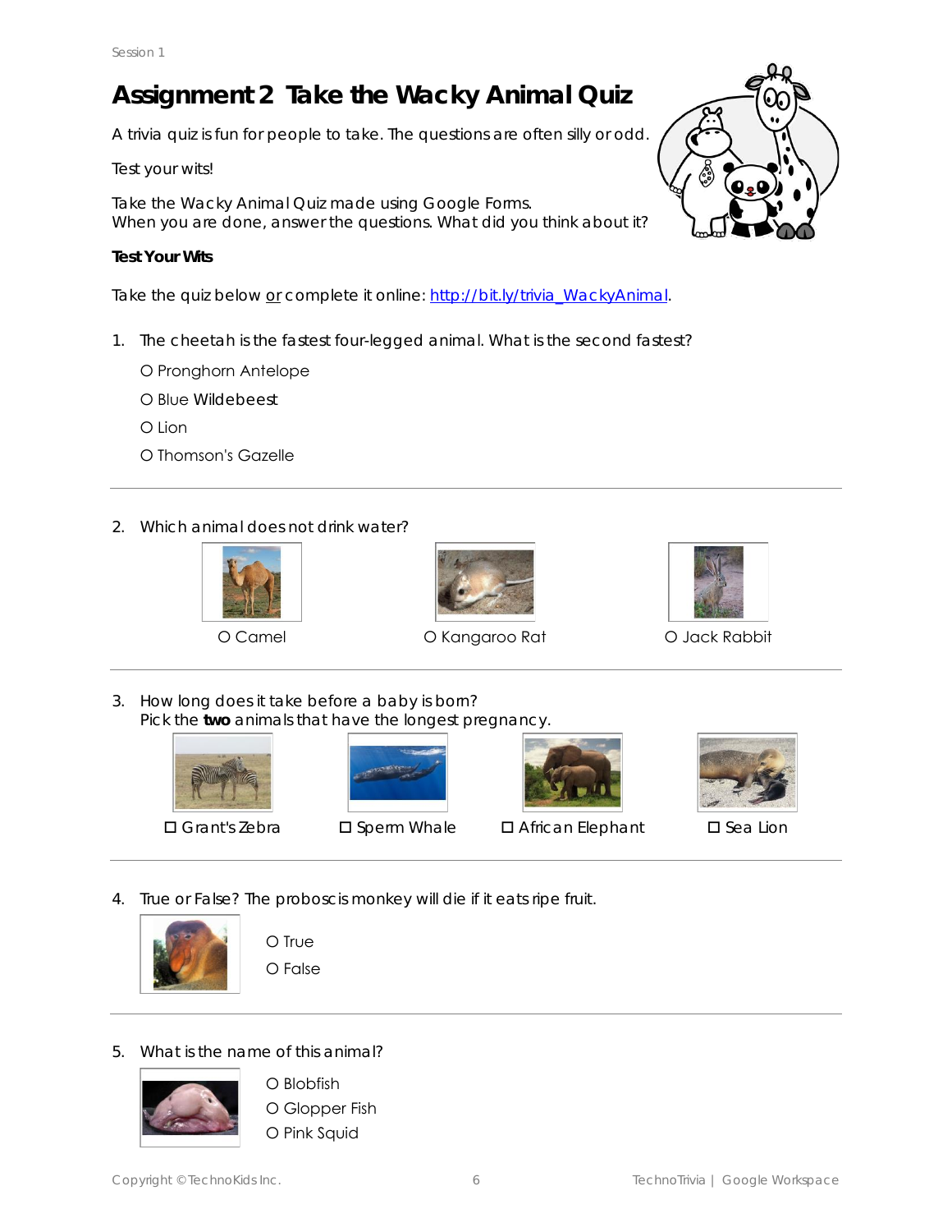# Assignment 2 Take the Wacky Animal Quiz

A trivia quiz is fun for people to take. The questions are often silly or odd.

Test your wits!

Take the Wacky Animal Quiz made using Google Forms.
When you are done, answer the questions. What did you think about it?

**Test Your Wits**

Take the quiz below or complete it online: http://bit.ly/trivia_WackyAnimal.

1. The cheetah is the fastest four-legged animal. What is the second fastest?

   O Pronghorn Antelope

   O Blue Wildebeest

   O Lion

   O Thomson's Gazelle

---

2. Which animal does not drink water?

   O Camel    O Kangaroo Rat    O Jack Rabbit

---

3. How long does it take before a baby is born?
   Pick the **two** animals that have the longest pregnancy.

   ☐ Grant's Zebra    ☐ Sperm Whale    ☐ African Elephant    ☐ Sea Lion

---

4. True or False? The proboscis monkey will die if it eats ripe fruit.

   O True

   O False

---

5. What is the name of this animal?

   O Blobfish

   O Glopper Fish

   O Pink Squid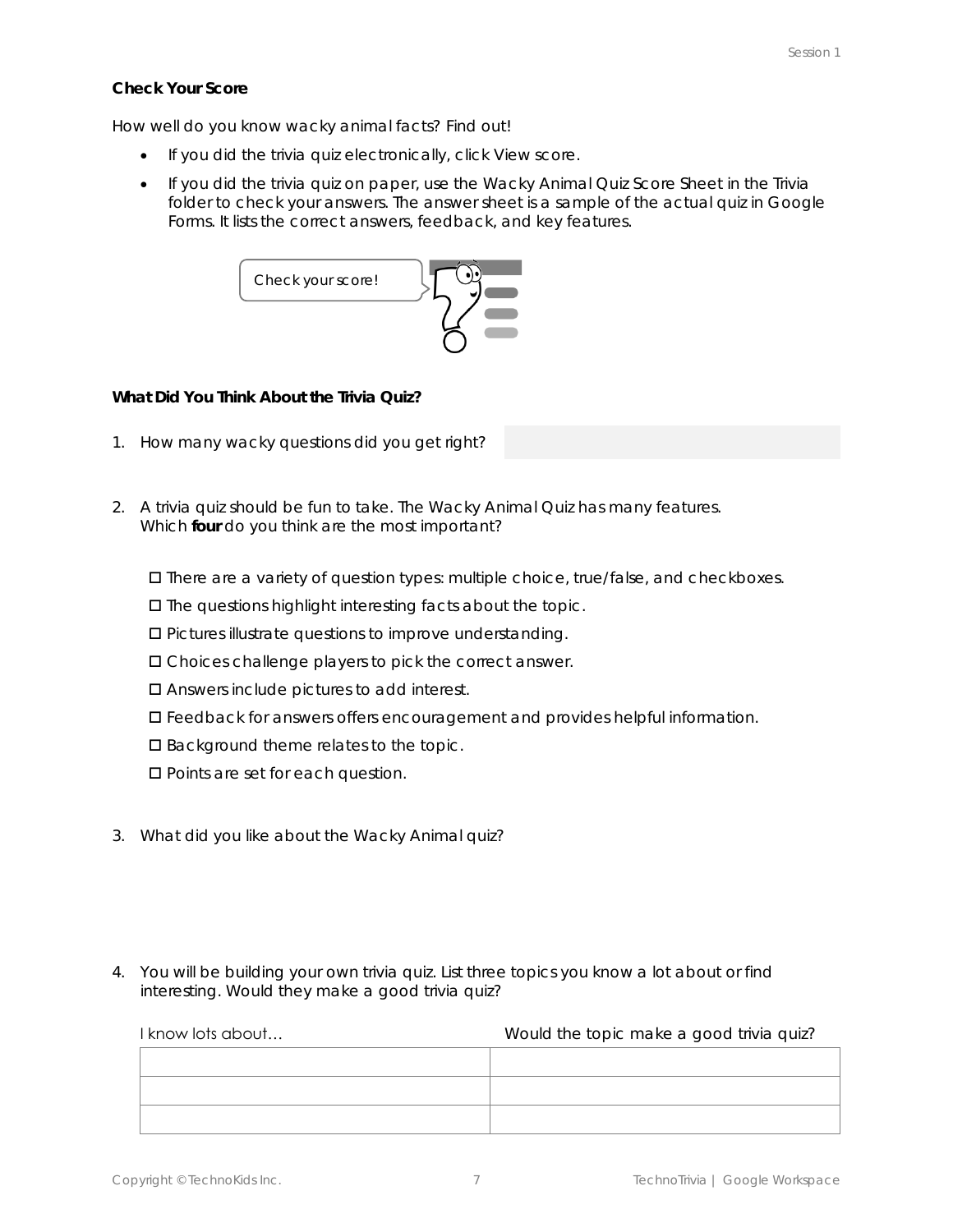### Check Your Score

How well do you know wacky animal facts? Find out!

- If you did the trivia quiz electronically, click View score.
- If you did the trivia quiz on paper, use the Wacky Animal Quiz Score Sheet in the Trivia folder to check your answers. The answer sheet is a sample of the actual quiz in Google Forms. It lists the correct answers, feedback, and key features.

Check your score!

### What Did You Think About the Trivia Quiz?

1. How many wacky questions did you get right?

2. A trivia quiz should be fun to take. The Wacky Animal Quiz has many features. Which **four** do you think are the most important?

   ☐ There are a variety of question types: multiple choice, true/false, and checkboxes.

   ☐ The questions highlight interesting facts about the topic.

   ☐ Pictures illustrate questions to improve understanding.

   ☐ Choices challenge players to pick the correct answer.

   ☐ Answers include pictures to add interest.

   ☐ Feedback for answers offers encouragement and provides helpful information.

   ☐ Background theme relates to the topic.

   ☐ Points are set for each question.

3. What did you like about the Wacky Animal quiz?

4. You will be building your own trivia quiz. List three topics you know a lot about or find interesting. Would they make a good trivia quiz?

| I know lots about… | Would the topic make a good trivia quiz? |
|---|---|
| | |
| | |
| | |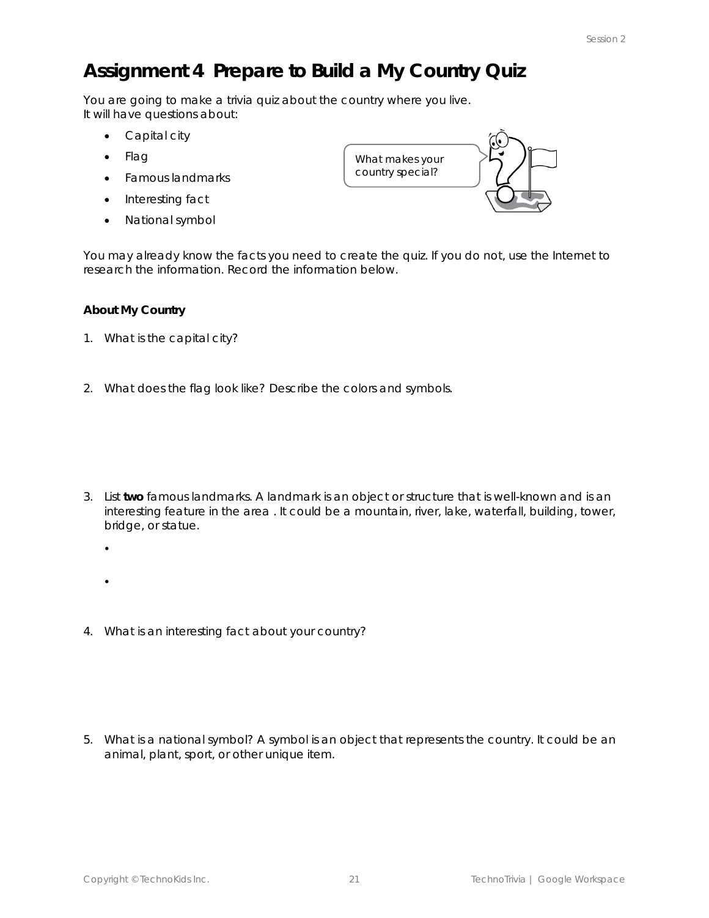# Assignment 4 Prepare to Build a My Country Quiz

You are going to make a trivia quiz about the country where you live.
It will have questions about:

- Capital city
- Flag
- Famous landmarks
- Interesting fact
- National symbol

What makes your country special?

You may already know the facts you need to create the quiz. If you do not, use the Internet to research the information. Record the information below.

**About My Country**

1. What is the capital city?

2. What does the flag look like? Describe the colors and symbols.

3. List **two** famous landmarks. A landmark is an object or structure that is well-known and is an interesting feature in the area . It could be a mountain, river, lake, waterfall, building, tower, bridge, or statue.
   -
   -

4. What is an interesting fact about your country?

5. What is a national symbol? A symbol is an object that represents the country. It could be an animal, plant, sport, or other unique item.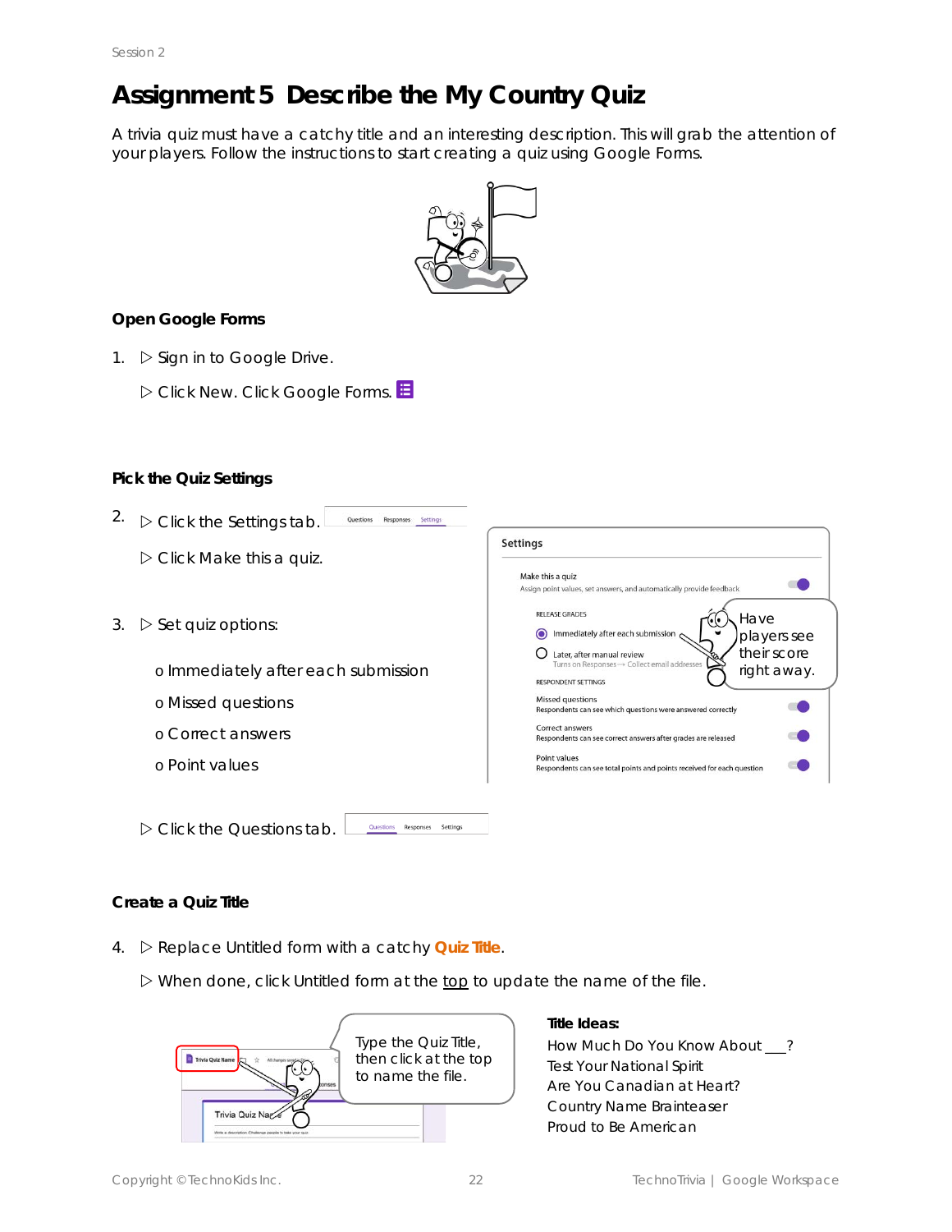# Assignment 5 Describe the My Country Quiz

A trivia quiz must have a catchy title and an interesting description. This will grab the attention of your players. Follow the instructions to start creating a quiz using Google Forms.

### Open Google Forms

1. ▷ Sign in to Google Drive.

   ▷ Click New. Click Google Forms.

### Pick the Quiz Settings

2. ▷ Click the Settings tab.

   ▷ Click Make this a quiz.

3. ▷ Set quiz options:

   - Immediately after each submission
   - Missed questions
   - Correct answers
   - Point values

   ▷ Click the Questions tab.

### Create a Quiz Title

4. ▷ Replace Untitled form with a catchy **Quiz Title**.

   ▷ When done, click Untitled form at the top to update the name of the file.

**Title Ideas:**

How Much Do You Know About ___?
Test Your National Spirit
Are You Canadian at Heart?
Country Name Brainteaser
Proud to Be American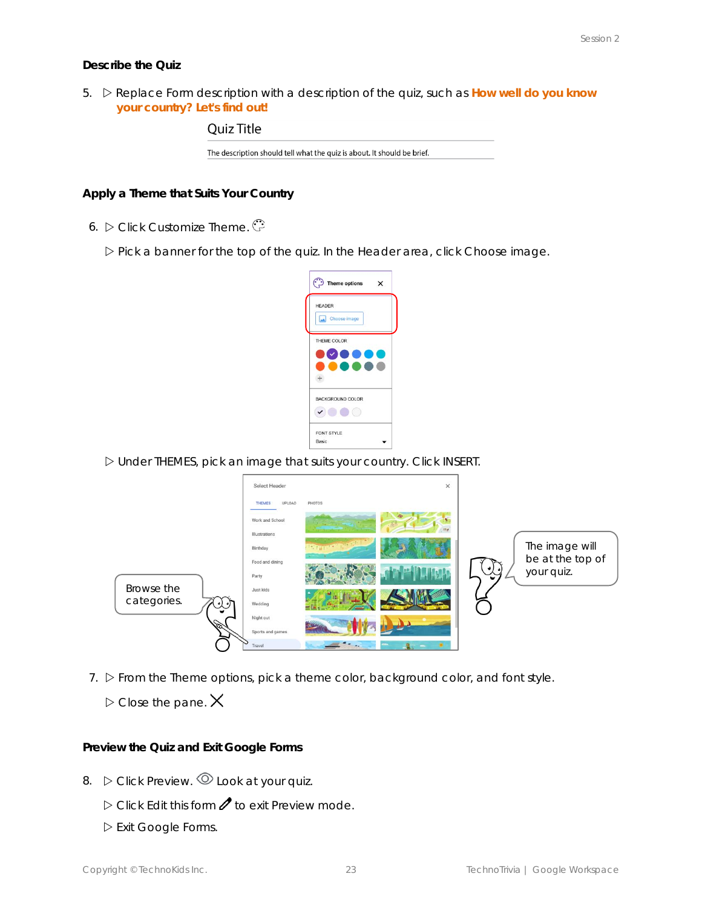### Describe the Quiz

5. ▷ Replace Form description with a description of the quiz, such as **How well do you know your country? Let's find out!**

Quiz Title

The description should tell what the quiz is about. It should be brief.

### Apply a Theme that Suits Your Country

6. ▷ Click Customize Theme.

   ▷ Pick a banner for the top of the quiz. In the Header area, click Choose image.

   ▷ Under THEMES, pick an image that suits your country. Click INSERT.

Browse the categories.

The image will be at the top of your quiz.

7. ▷ From the Theme options, pick a theme color, background color, and font style.

   ▷ Close the pane.

### Preview the Quiz and Exit Google Forms

8. ▷ Click Preview. Look at your quiz.

   ▷ Click Edit this form to exit Preview mode.

   ▷ Exit Google Forms.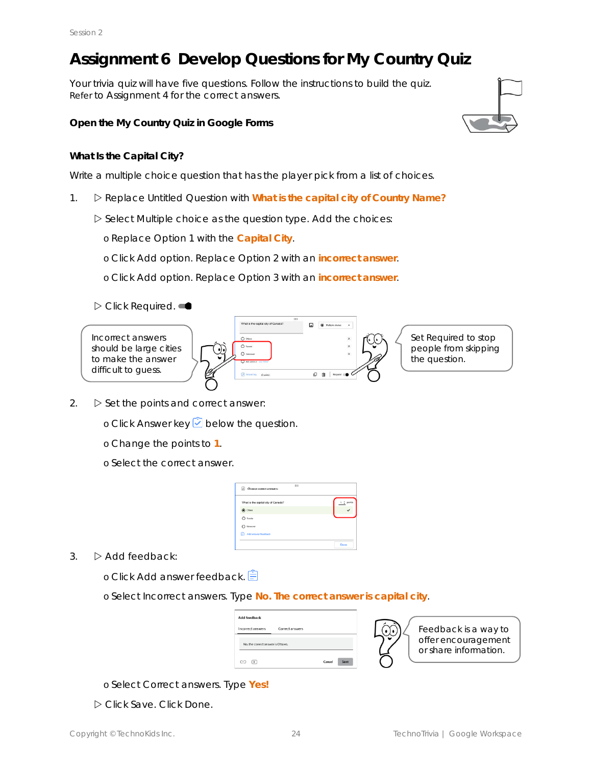# Assignment 6 Develop Questions for My Country Quiz

Your trivia quiz will have five questions. Follow the instructions to build the quiz. Refer to Assignment 4 for the correct answers.

**Open the My Country Quiz in Google Forms**

**What Is the Capital City?**

Write a multiple choice question that has the player pick from a list of choices.

1. ▷ Replace Untitled Question with **What is the capital city of Country Name?**

   ▷ Select Multiple choice as the question type. Add the choices:

   - o Replace Option 1 with the **Capital City**.
   - o Click Add option. Replace Option 2 with an **incorrect answer**.
   - o Click Add option. Replace Option 3 with an **incorrect answer**.

   ▷ Click Required.

Incorrect answers should be large cities to make the answer difficult to guess.

Set Required to stop people from skipping the question.

2. ▷ Set the points and correct answer:

   - o Click Answer key below the question.
   - o Change the points to **1**.
   - o Select the correct answer.

3. ▷ Add feedback:

   - o Click Add answer feedback.
   - o Select Incorrect answers. Type **No. The correct answer is capital city**.

   Feedback is a way to offer encouragement or share information.

   - o Select Correct answers. Type **Yes!**

   ▷ Click Save. Click Done.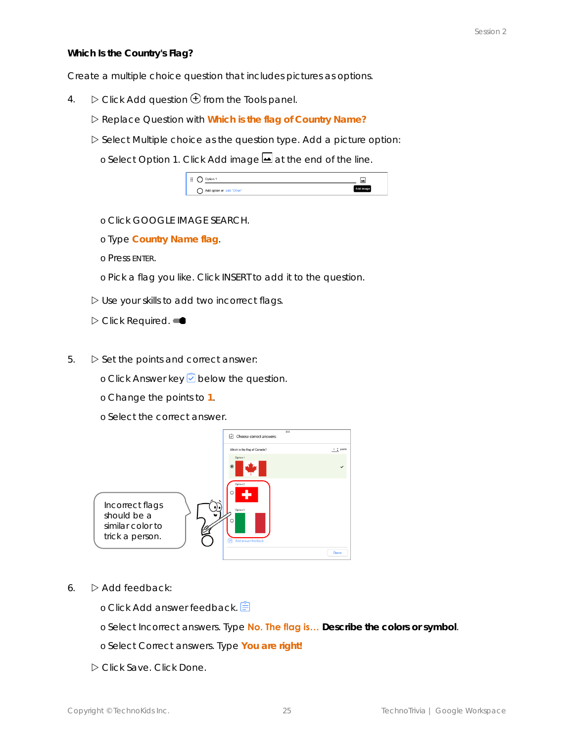**Which Is the Country's Flag?**

Create a multiple choice question that includes pictures as options.

4. ▷ Click Add question ⊕ from the Tools panel.

   ▷ Replace Question with **Which is the flag of Country Name?**

   ▷ Select Multiple choice as the question type. Add a picture option:

   o Select Option 1. Click Add image at the end of the line.

   o Click GOOGLE IMAGE SEARCH.

   o Type **Country Name flag**.

   o Press ENTER.

   o Pick a flag you like. Click INSERT to add it to the question.

   ▷ Use your skills to add two incorrect flags.

   ▷ Click Required.

5. ▷ Set the points and correct answer:

   o Click Answer key below the question.

   o Change the points to **1**.

   o Select the correct answer.

Incorrect flags should be a similar color to trick a person.

6. ▷ Add feedback:

   o Click Add answer feedback.

   o Select Incorrect answers. Type **No. The flag is... Describe the colors or symbol**.

   o Select Correct answers. Type **You are right!**

   ▷ Click Save. Click Done.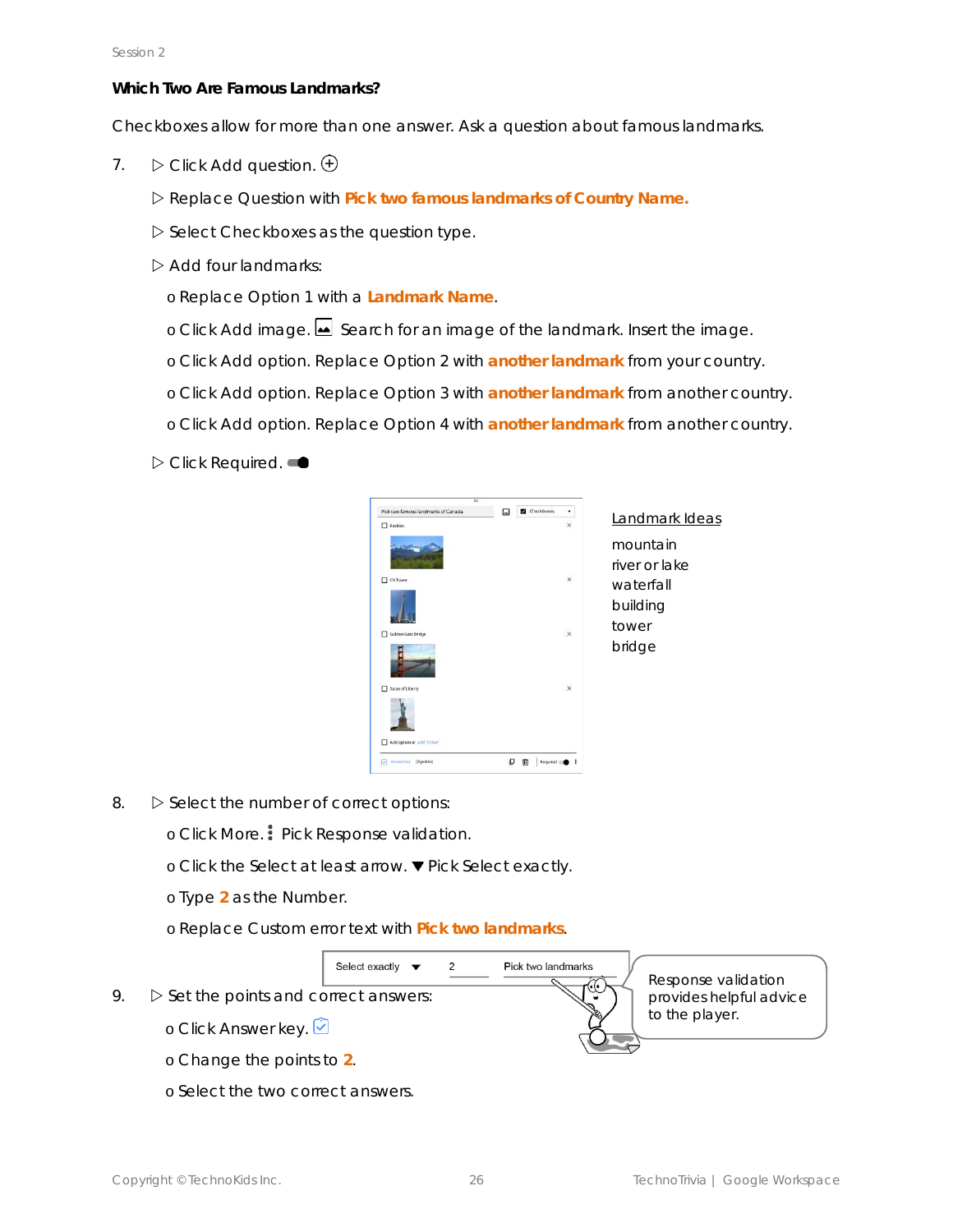## Which Two Are Famous Landmarks?

Checkboxes allow for more than one answer. Ask a question about famous landmarks.

7. ▷ Click Add question.

   ▷ Replace Question with **Pick two famous landmarks of Country Name.**

   ▷ Select Checkboxes as the question type.

   ▷ Add four landmarks:

   o Replace Option 1 with a **Landmark Name**.

   o Click Add image. Search for an image of the landmark. Insert the image.

   o Click Add option. Replace Option 2 with **another landmark** from your country.

   o Click Add option. Replace Option 3 with **another landmark** from another country.

   o Click Add option. Replace Option 4 with **another landmark** from another country.

   ▷ Click Required.

Landmark Ideas

mountain
river or lake
waterfall
building
tower
bridge

8. ▷ Select the number of correct options:

   o Click More. Pick Response validation.

   o Click the Select at least arrow. ▼ Pick Select exactly.

   o Type **2** as the Number.

   o Replace Custom error text with **Pick two landmarks**.

Select exactly ▼ 2 Pick two landmarks

Response validation provides helpful advice to the player.

9. ▷ Set the points and correct answers:

   o Click Answer key.

   o Change the points to **2**.

   o Select the two correct answers.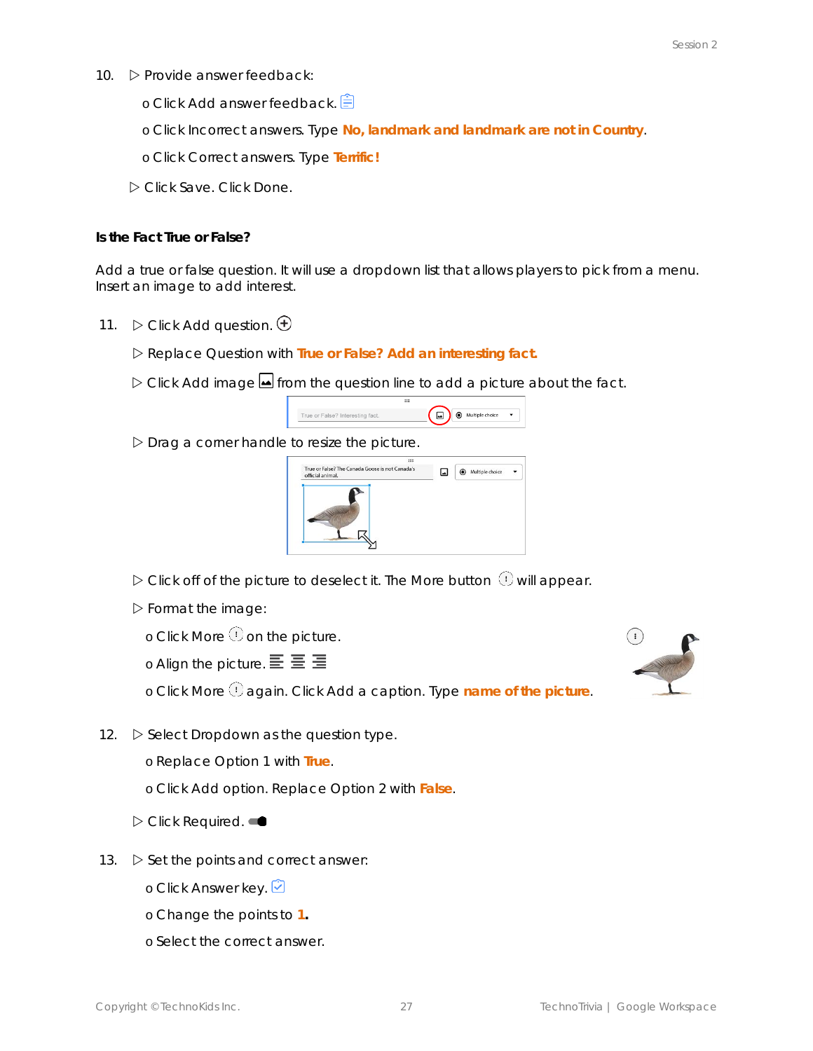10. ▷ Provide answer feedback:

 o Click Add answer feedback.

 o Click Incorrect answers. Type **No, landmark and landmark are not in Country**.

 o Click Correct answers. Type **Terrific!**

 ▷ Click Save. Click Done.

**Is the Fact True or False?**

Add a true or false question. It will use a dropdown list that allows players to pick from a menu. Insert an image to add interest.

11. ▷ Click Add question.

 ▷ Replace Question with **True or False? Add an interesting fact.**

 ▷ Click Add image from the question line to add a picture about the fact.

 ▷ Drag a corner handle to resize the picture.

 ▷ Click off of the picture to deselect it. The More button will appear.

 ▷ Format the image:

 o Click More on the picture.

 o Align the picture.

 o Click More again. Click Add a caption. Type **name of the picture**.

12. ▷ Select Dropdown as the question type.

 o Replace Option 1 with **True**.

 o Click Add option. Replace Option 2 with **False**.

 ▷ Click Required.

13. ▷ Set the points and correct answer:

 o Click Answer key.

 o Change the points to **1.**

 o Select the correct answer.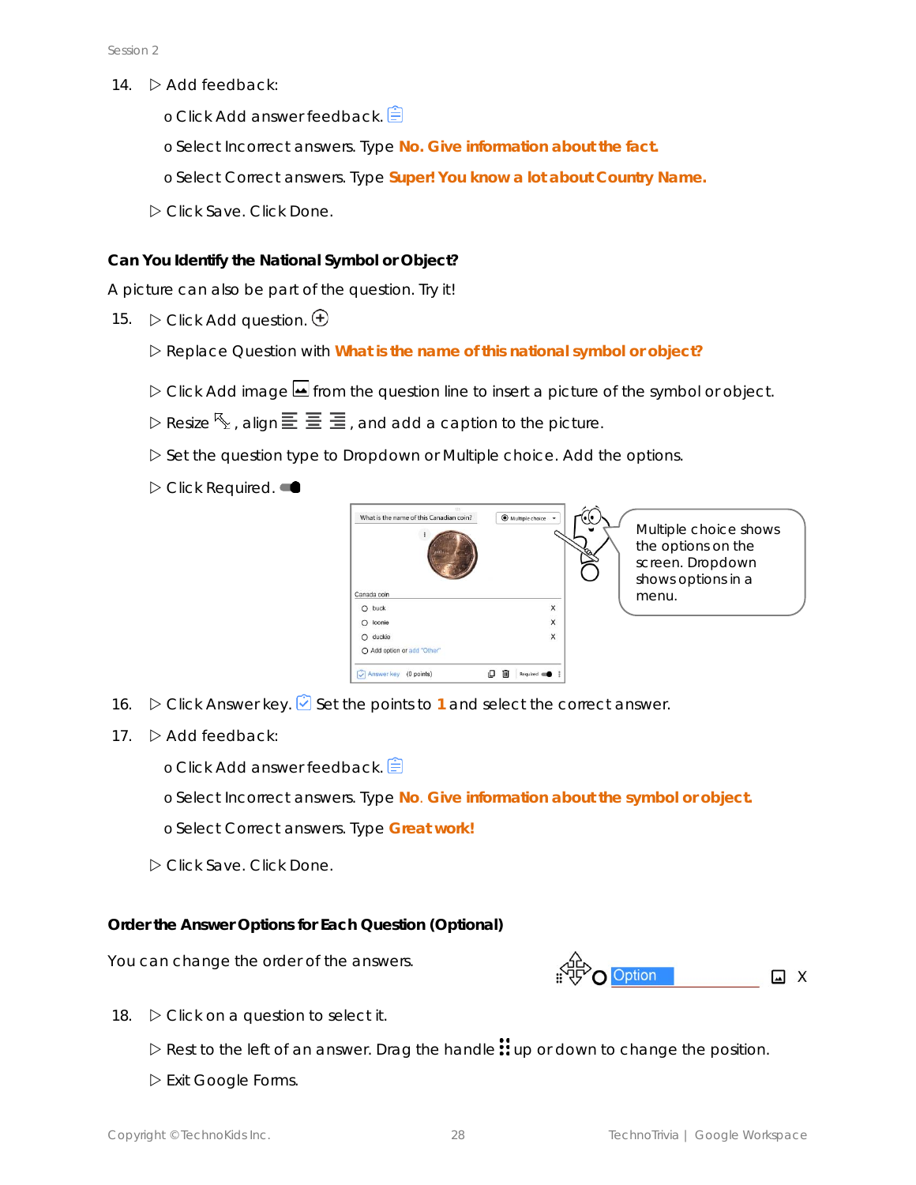14. ▷ Add feedback:
    - o Click Add answer feedback.
    - o Select Incorrect answers. Type **No. Give information about the fact.**
    - o Select Correct answers. Type **Super! You know a lot about Country Name.**

    ▷ Click Save. Click Done.

**Can You Identify the National Symbol or Object?**

A picture can also be part of the question. Try it!

15. ▷ Click Add question.

    ▷ Replace Question with **What is the name of this national symbol or object?**

    ▷ Click Add image from the question line to insert a picture of the symbol or object.

    ▷ Resize , align , and add a caption to the picture.

    ▷ Set the question type to Dropdown or Multiple choice. Add the options.

    ▷ Click Required.

Multiple choice shows the options on the screen. Dropdown shows options in a menu.

16. ▷ Click Answer key. Set the points to **1** and select the correct answer.

17. ▷ Add feedback:
    - o Click Add answer feedback.
    - o Select Incorrect answers. Type **No. Give information about the symbol or object.**
    - o Select Correct answers. Type **Great work!**

    ▷ Click Save. Click Done.

**Order the Answer Options for Each Question (Optional)**

You can change the order of the answers.

18. ▷ Click on a question to select it.

    ▷ Rest to the left of an answer. Drag the handle up or down to change the position.

    ▷ Exit Google Forms.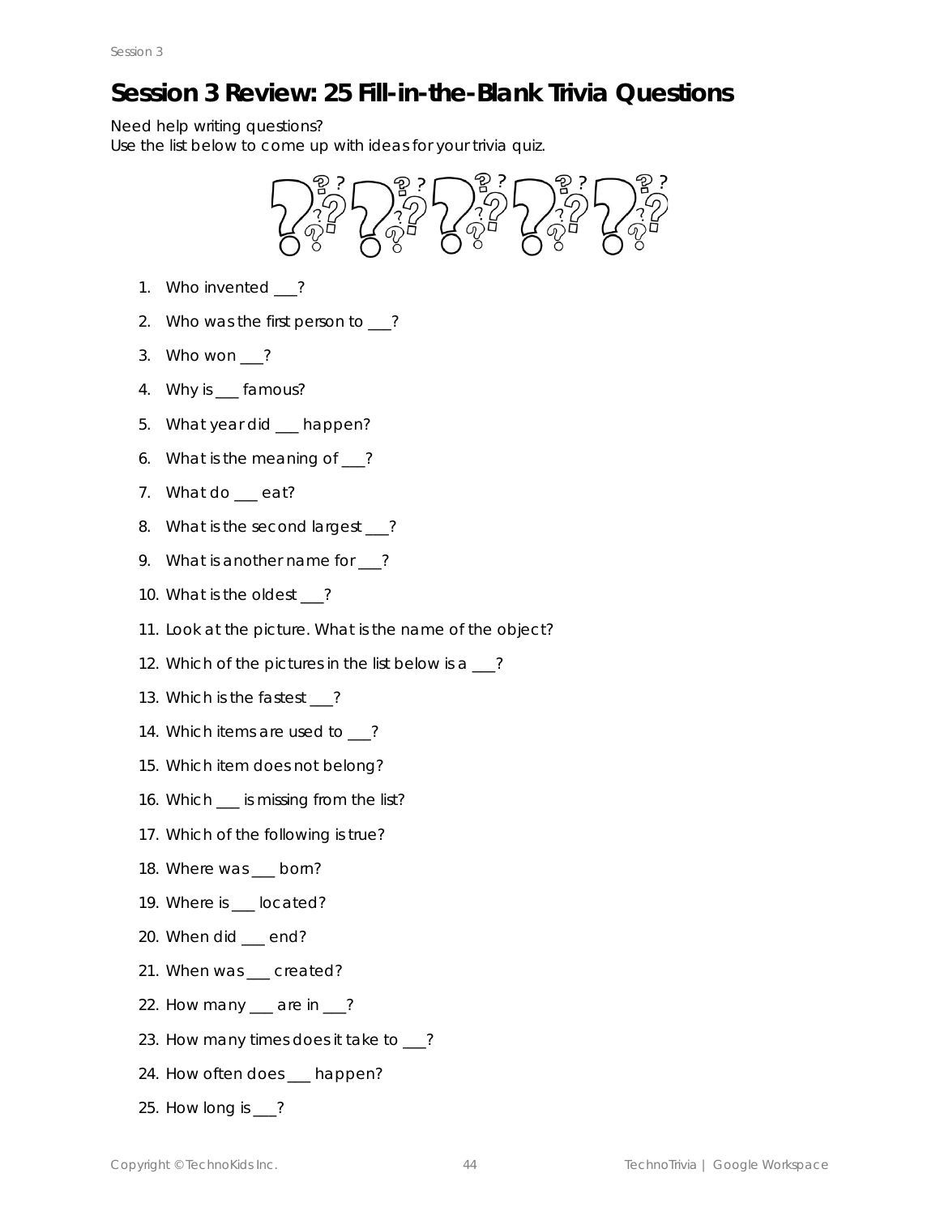# Session 3 Review: 25 Fill-in-the-Blank Trivia Questions

Need help writing questions?
Use the list below to come up with ideas for your trivia quiz.

1. Who invented ___?
2. Who was the first person to ___?
3. Who won ___?
4. Why is ___ famous?
5. What year did ___ happen?
6. What is the meaning of ___?
7. What do ___ eat?
8. What is the second largest ___?
9. What is another name for ___?
10. What is the oldest ___?
11. Look at the picture. What is the name of the object?
12. Which of the pictures in the list below is a ___?
13. Which is the fastest ___?
14. Which items are used to ___?
15. Which item does not belong?
16. Which ___ is missing from the list?
17. Which of the following is true?
18. Where was ___ born?
19. Where is ___ located?
20. When did ___ end?
21. When was ___ created?
22. How many ___ are in ___?
23. How many times does it take to ___?
24. How often does ___ happen?
25. How long is ___?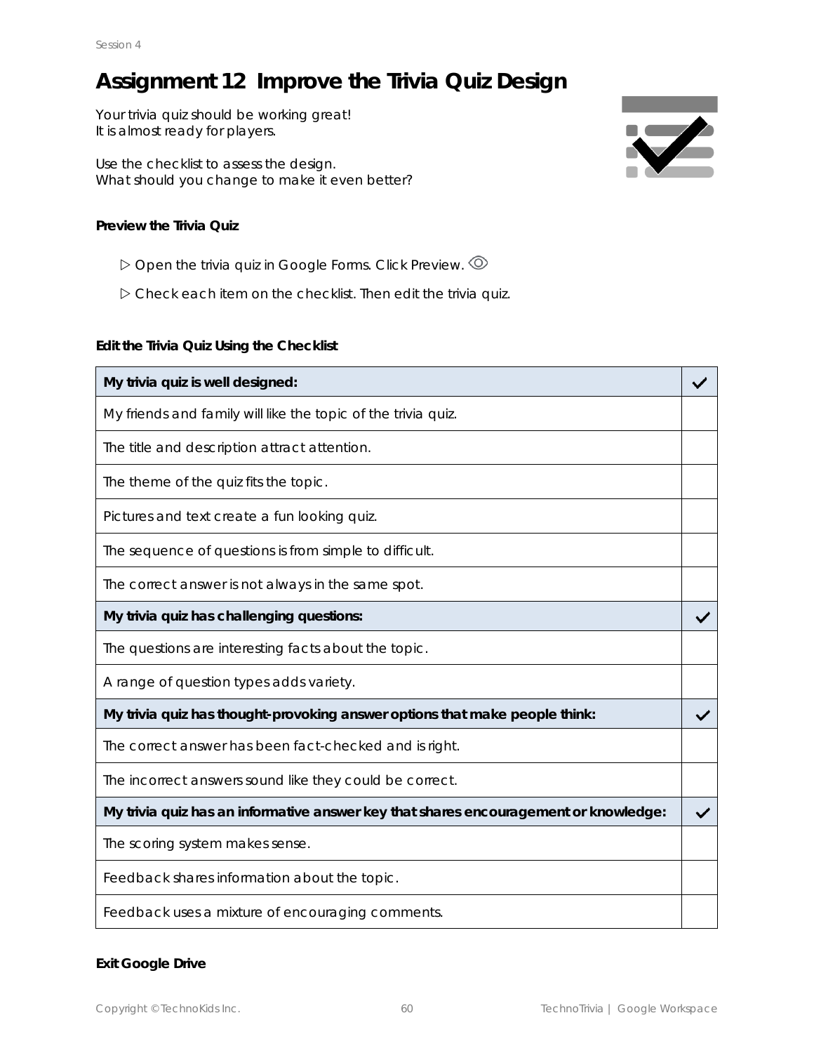# Assignment 12 Improve the Trivia Quiz Design

Your trivia quiz should be working great!
It is almost ready for players.

Use the checklist to assess the design.
What should you change to make it even better?

**Preview the Trivia Quiz**

▷ Open the trivia quiz in Google Forms. Click Preview.

▷ Check each item on the checklist. Then edit the trivia quiz.

**Edit the Trivia Quiz Using the Checklist**

| **My trivia quiz is well designed:** | ✓ |
|---|---|
| My friends and family will like the topic of the trivia quiz. | |
| The title and description attract attention. | |
| The theme of the quiz fits the topic. | |
| Pictures and text create a fun looking quiz. | |
| The sequence of questions is from simple to difficult. | |
| The correct answer is not always in the same spot. | |
| **My trivia quiz has challenging questions:** | ✓ |
| The questions are interesting facts about the topic. | |
| A range of question types adds variety. | |
| **My trivia quiz has thought-provoking answer options that make people think:** | ✓ |
| The correct answer has been fact-checked and is right. | |
| The incorrect answers sound like they could be correct. | |
| **My trivia quiz has an informative answer key that shares encouragement or knowledge:** | ✓ |
| The scoring system makes sense. | |
| Feedback shares information about the topic. | |
| Feedback uses a mixture of encouraging comments. | |

**Exit Google Drive**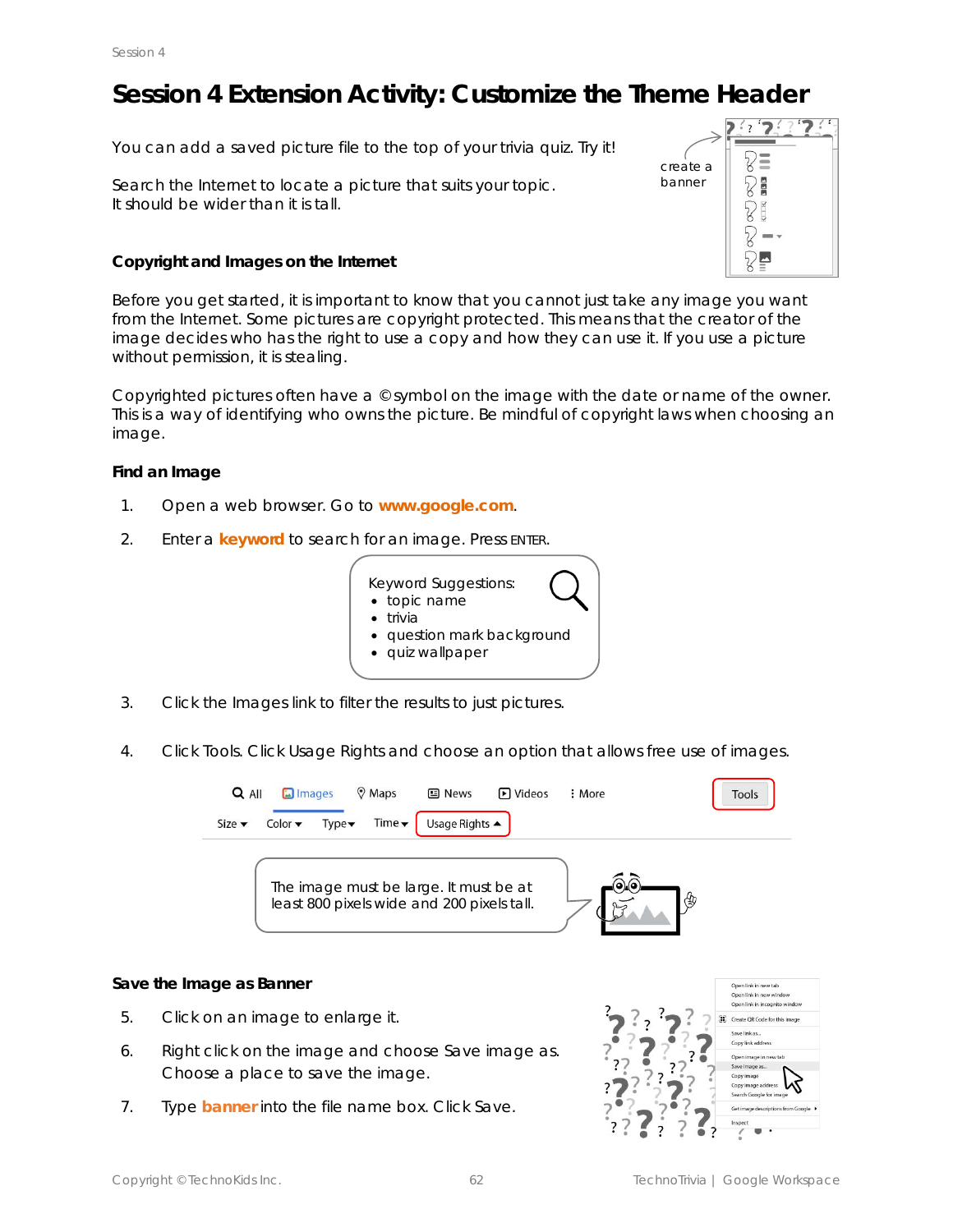# Session 4 Extension Activity: Customize the Theme Header

You can add a saved picture file to the top of your trivia quiz. Try it!

Search the Internet to locate a picture that suits your topic. It should be wider than it is tall.

create a banner

### Copyright and Images on the Internet

Before you get started, it is important to know that you cannot just take any image you want from the Internet. Some pictures are copyright protected. This means that the creator of the image decides who has the right to use a copy and how they can use it. If you use a picture without permission, it is stealing.

Copyrighted pictures often have a © symbol on the image with the date or name of the owner. This is a way of identifying who owns the picture. Be mindful of copyright laws when choosing an image.

### Find an Image

1. Open a web browser. Go to **www.google.com**.
2. Enter a **keyword** to search for an image. Press ENTER.

   Keyword Suggestions:
   - topic name
   - trivia
   - question mark background
   - quiz wallpaper

3. Click the Images link to filter the results to just pictures.
4. Click Tools. Click Usage Rights and choose an option that allows free use of images.

   The image must be large. It must be at least 800 pixels wide and 200 pixels tall.

### Save the Image as Banner

5. Click on an image to enlarge it.
6. Right click on the image and choose Save image as. Choose a place to save the image.
7. Type **banner** into the file name box. Click Save.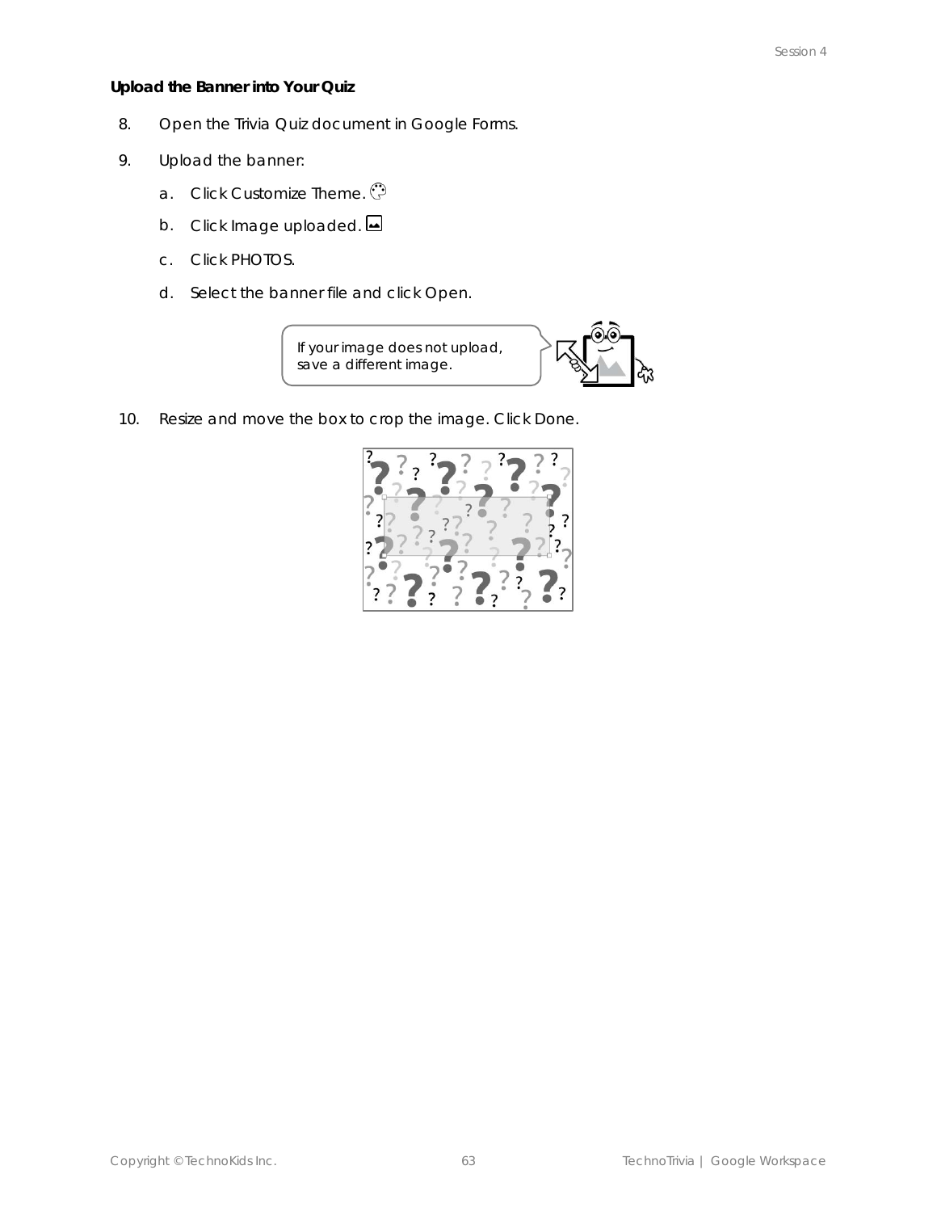**Upload the Banner into Your Quiz**

8. Open the Trivia Quiz document in Google Forms.
9. Upload the banner:
   a. Click Customize Theme.
   b. Click Image uploaded.
   c. Click PHOTOS.
   d. Select the banner file and click Open.

If your image does not upload, save a different image.

10. Resize and move the box to crop the image. Click Done.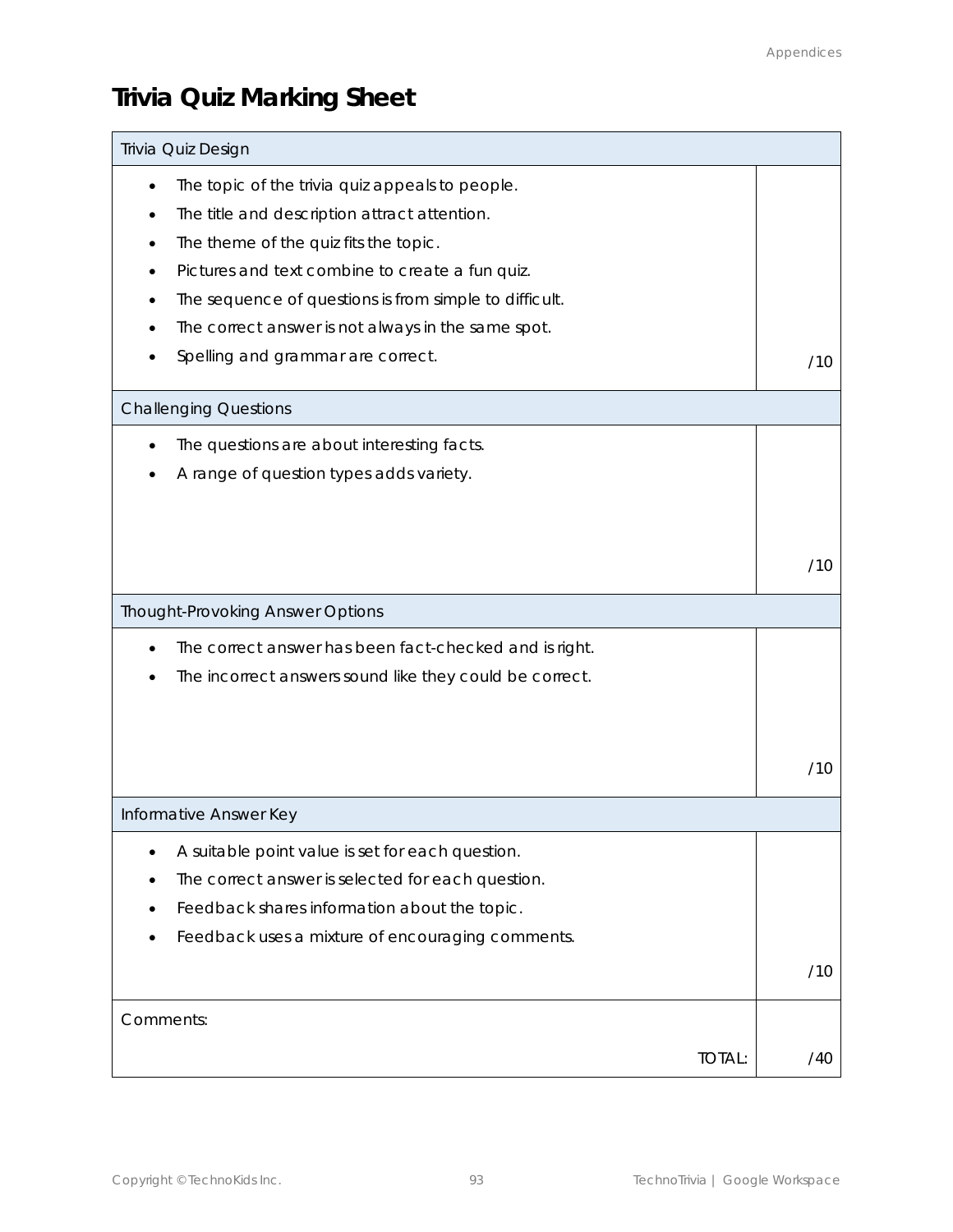# Trivia Quiz Marking Sheet

| | |
|---|---|
| **Trivia Quiz Design** | |
| • The topic of the trivia quiz appeals to people.<br>• The title and description attract attention.<br>• The theme of the quiz fits the topic.<br>• Pictures and text combine to create a fun quiz.<br>• The sequence of questions is from simple to difficult.<br>• The correct answer is not always in the same spot.<br>• Spelling and grammar are correct. | /10 |
| **Challenging Questions** | |
| • The questions are about interesting facts.<br>• A range of question types adds variety. | /10 |
| **Thought-Provoking Answer Options** | |
| • The correct answer has been fact-checked and is right.<br>• The incorrect answers sound like they could be correct. | /10 |
| **Informative Answer Key** | |
| • A suitable point value is set for each question.<br>• The correct answer is selected for each question.<br>• Feedback shares information about the topic.<br>• Feedback uses a mixture of encouraging comments. | /10 |
| Comments:<br><br>TOTAL: | /40 |